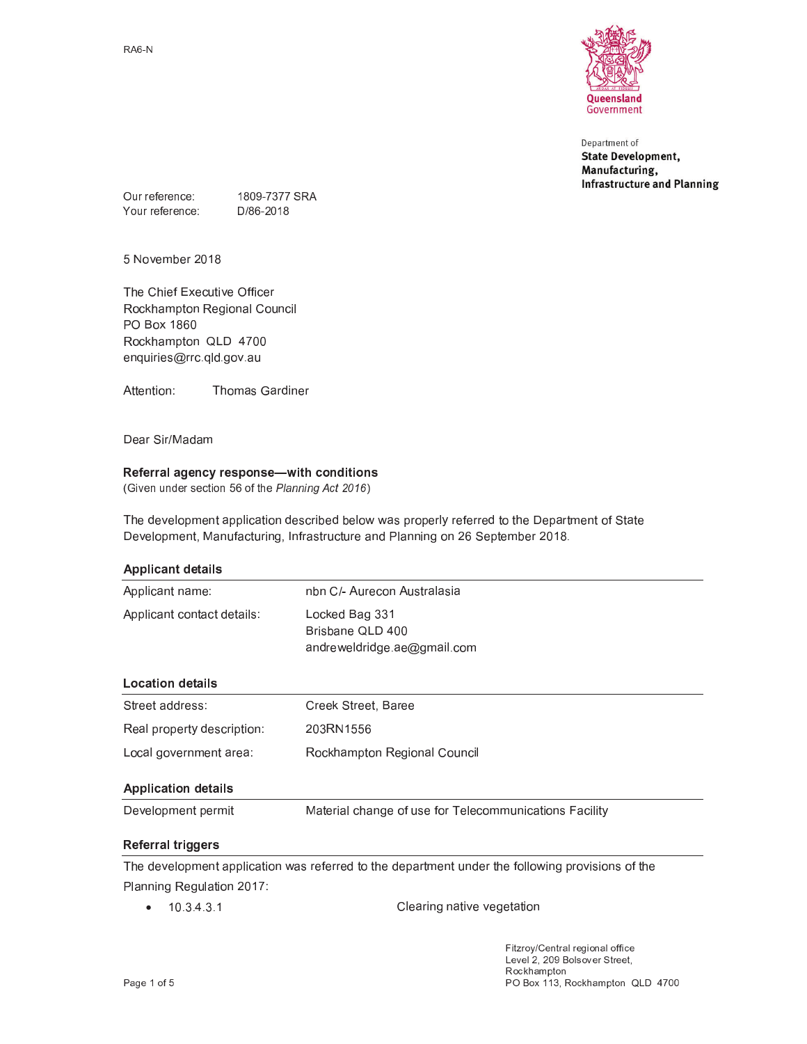RA6-N

Queensland Government

Department of
**State Development, Manufacturing, Infrastructure and Planning**

Our reference: 1809-7377 SRA
Your reference: D/86-2018

5 November 2018

The Chief Executive Officer
Rockhampton Regional Council
PO Box 1860
Rockhampton QLD 4700
enquiries@rrc.qld.gov.au

Attention: Thomas Gardiner

Dear Sir/Madam

**Referral agency response—with conditions**
(Given under section 56 of the *Planning Act 2016*)

The development application described below was properly referred to the Department of State Development, Manufacturing, Infrastructure and Planning on 26 September 2018.

**Applicant details**

| | |
|---|---|
| Applicant name: | nbn C/- Aurecon Australasia |
| Applicant contact details: | Locked Bag 331<br>Brisbane QLD 400<br>andreweldridge.ae@gmail.com |

**Location details**

| | |
|---|---|
| Street address: | Creek Street, Baree |
| Real property description: | 203RN1556 |
| Local government area: | Rockhampton Regional Council |

**Application details**

| | |
|---|---|
| Development permit | Material change of use for Telecommunications Facility |

**Referral triggers**

The development application was referred to the department under the following provisions of the Planning Regulation 2017:

- 10.3.4.3.1 Clearing native vegetation

Fitzroy/Central regional office
Level 2, 209 Bolsover Street,
Rockhampton
PO Box 113, Rockhampton QLD 4700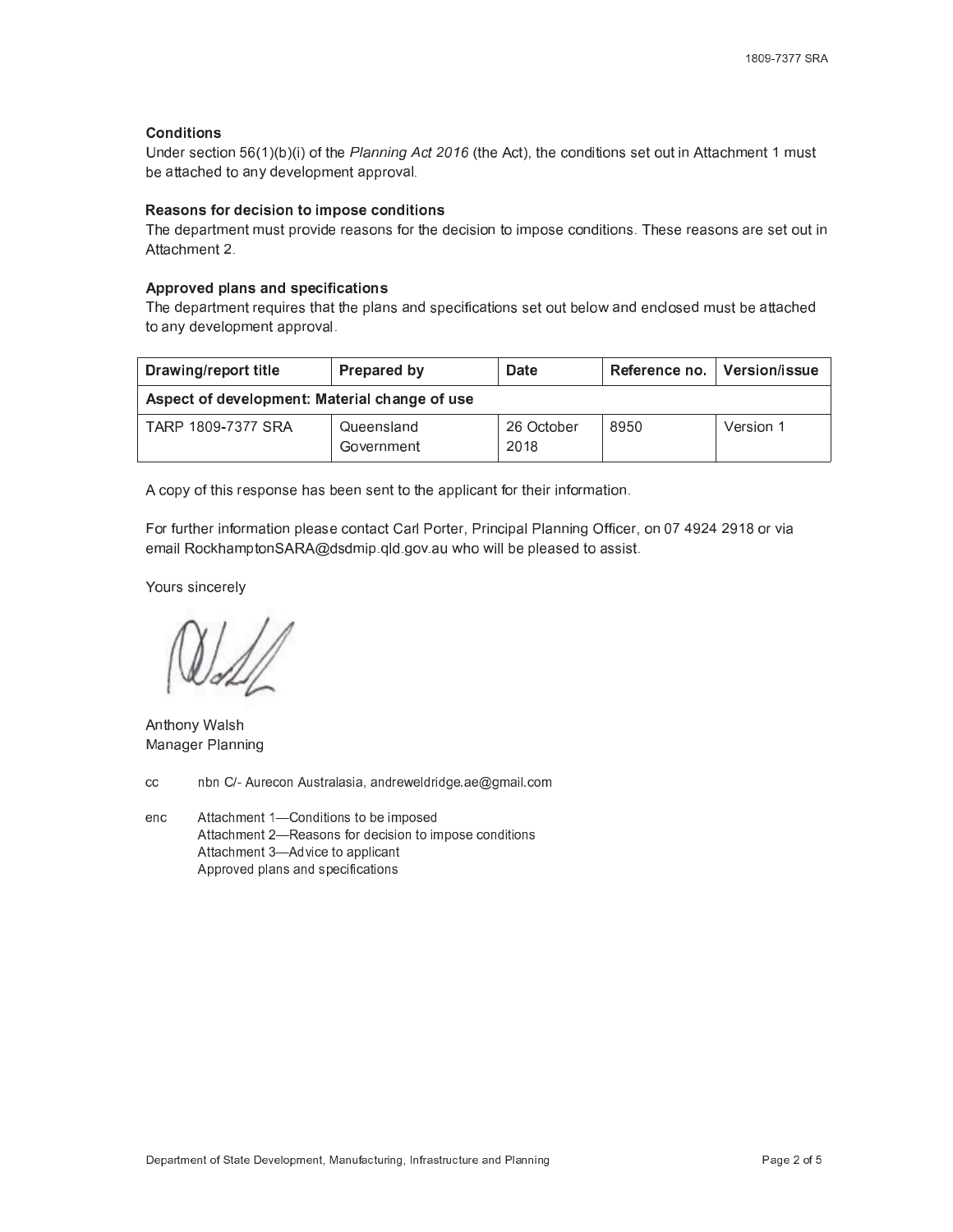**Conditions**

Under section 56(1)(b)(i) of the *Planning Act 2016* (the Act), the conditions set out in Attachment 1 must be attached to any development approval.

**Reasons for decision to impose conditions**

The department must provide reasons for the decision to impose conditions. These reasons are set out in Attachment 2.

**Approved plans and specifications**

The department requires that the plans and specifications set out below and enclosed must be attached to any development approval.

| Drawing/report title | Prepared by | Date | Reference no. | Version/issue |
|---|---|---|---|---|
| **Aspect of development: Material change of use** | | | | |
| TARP 1809-7377 SRA | Queensland Government | 26 October 2018 | 8950 | Version 1 |

A copy of this response has been sent to the applicant for their information.

For further information please contact Carl Porter, Principal Planning Officer, on 07 4924 2918 or via email RockhamptonSARA@dsdmip.qld.gov.au who will be pleased to assist.

Yours sincerely

Anthony Walsh
Manager Planning

cc nbn C/- Aurecon Australasia, andreweldridge.ae@gmail.com

enc Attachment 1—Conditions to be imposed
Attachment 2—Reasons for decision to impose conditions
Attachment 3—Advice to applicant
Approved plans and specifications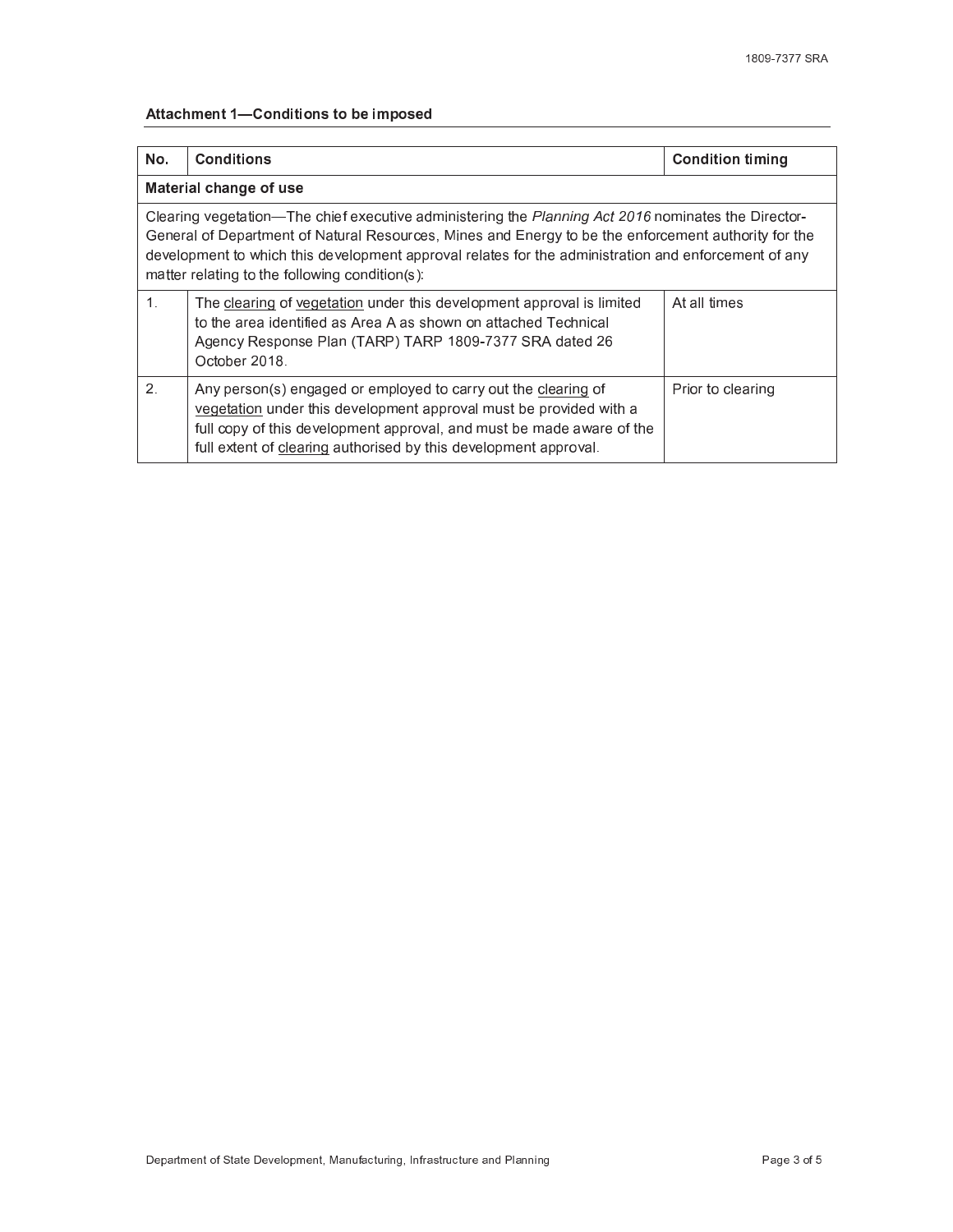## Attachment 1—Conditions to be imposed

| No. | Conditions | Condition timing |
|---|---|---|
| **Material change of use** | | |
| Clearing vegetation—The chief executive administering the *Planning Act 2016* nominates the Director-General of Department of Natural Resources, Mines and Energy to be the enforcement authority for the development to which this development approval relates for the administration and enforcement of any matter relating to the following condition(s): | | |
| 1. | The clearing of vegetation under this development approval is limited to the area identified as Area A as shown on attached Technical Agency Response Plan (TARP) TARP 1809-7377 SRA dated 26 October 2018. | At all times |
| 2. | Any person(s) engaged or employed to carry out the clearing of vegetation under this development approval must be provided with a full copy of this development approval, and must be made aware of the full extent of clearing authorised by this development approval. | Prior to clearing |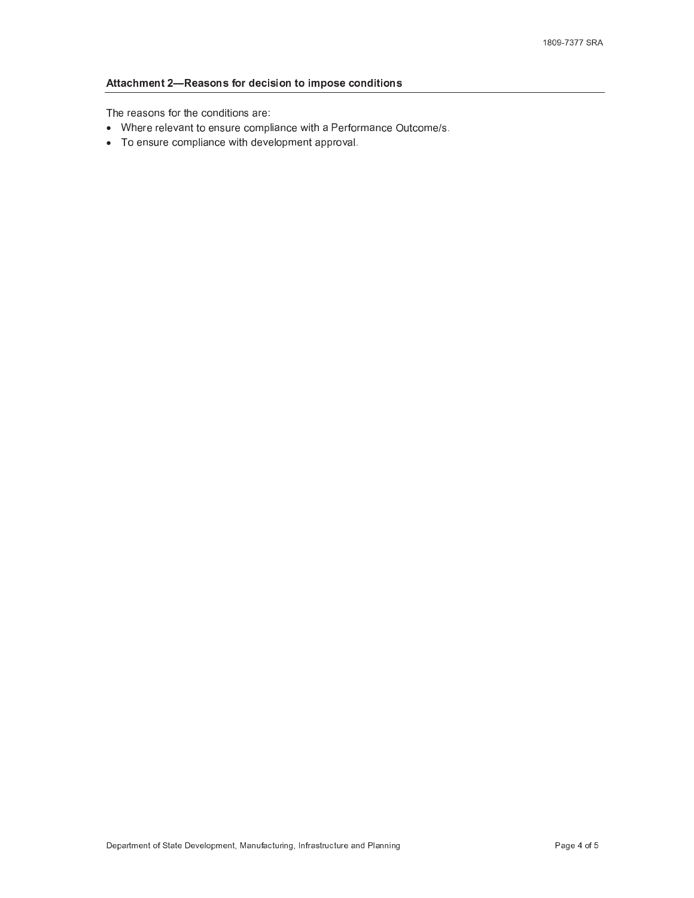## Attachment 2—Reasons for decision to impose conditions

The reasons for the conditions are:

- Where relevant to ensure compliance with a Performance Outcome/s.
- To ensure compliance with development approval.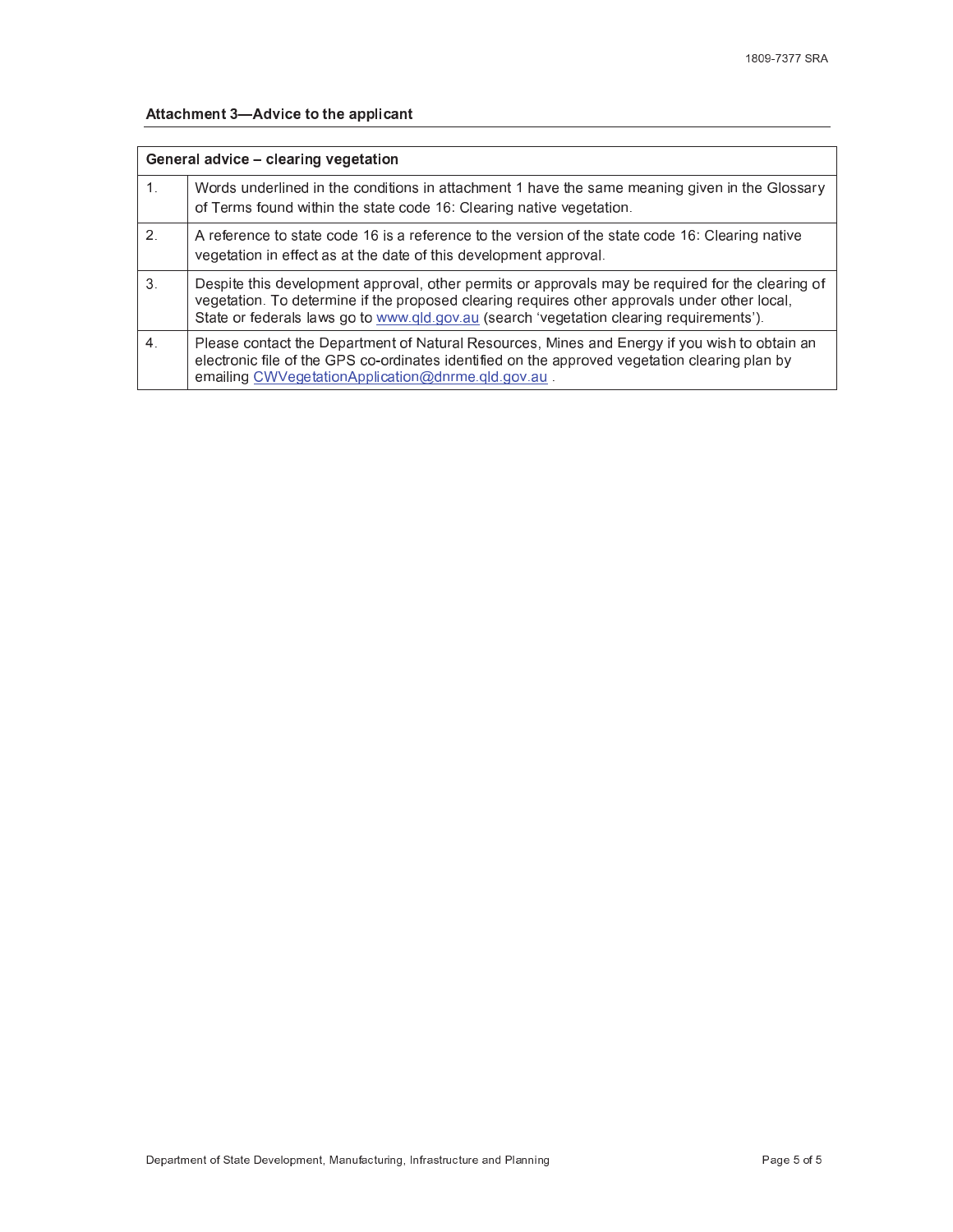## Attachment 3—Advice to the applicant

| General advice – clearing vegetation | |
|---|---|
| 1. | Words underlined in the conditions in attachment 1 have the same meaning given in the Glossary of Terms found within the state code 16: Clearing native vegetation. |
| 2. | A reference to state code 16 is a reference to the version of the state code 16: Clearing native vegetation in effect as at the date of this development approval. |
| 3. | Despite this development approval, other permits or approvals may be required for the clearing of vegetation. To determine if the proposed clearing requires other approvals under other local, State or federals laws go to www.qld.gov.au (search 'vegetation clearing requirements'). |
| 4. | Please contact the Department of Natural Resources, Mines and Energy if you wish to obtain an electronic file of the GPS co-ordinates identified on the approved vegetation clearing plan by emailing CWVegetationApplication@dnrme.qld.gov.au . |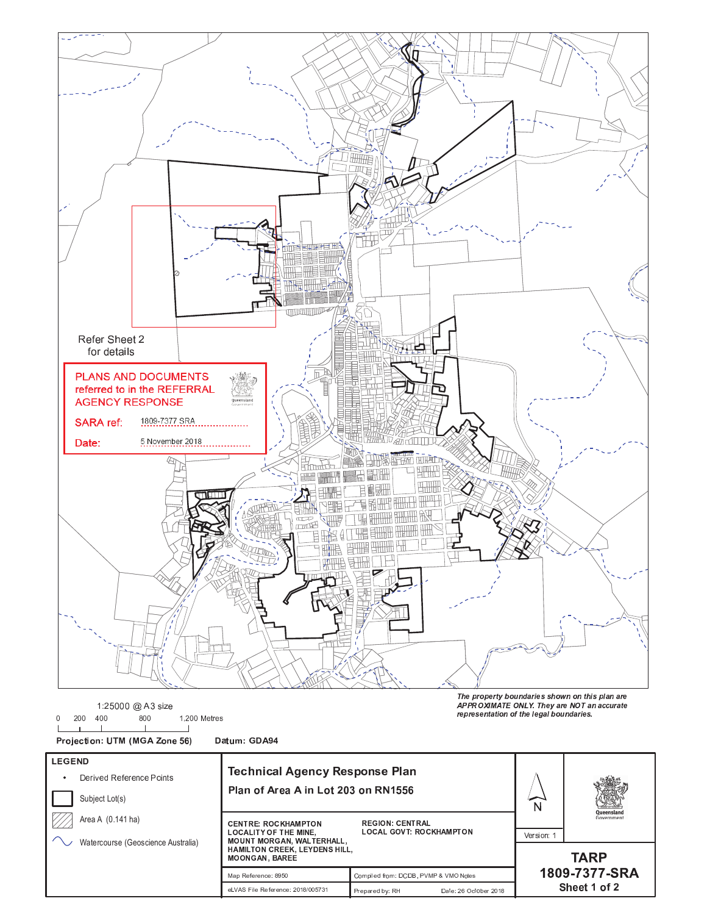Refer Sheet 2 for details

**PLANS AND DOCUMENTS referred to in the REFERRAL AGENCY RESPONSE**

SARA ref: 1809-7377 SRA

Date: 5 November 2018

1:25000 @ A3 size

0 200 400 800 1,200 Metres

*The property boundaries shown on this plan are APPROXIMATE ONLY. They are NOT an accurate representation of the legal boundaries.*

**Projection: UTM (MGA Zone 56)** **Datum: GDA94**

**LEGEND**

- Derived Reference Points
- Subject Lot(s)
- Area A (0.141 ha)
- Watercourse (Geoscience Australia)

## Technical Agency Response Plan

### Plan of Area A in Lot 203 on RN1556

CENTRE: ROCKHAMPTON
LOCALITY OF THE MINE, MOUNT MORGAN, WALTERHALL, HAMILTON CREEK, LEYDENS HILL, MOONGAN, BAREE

REGION: CENTRAL
LOCAL GOVT: ROCKHAMPTON

Map Reference: 8950

Compiled from: DCDB, PVMP & VMO Notes

eLVAS File Reference: 2018/005731

Prepared by: RH Date: 26 October 2018

N

Version: 1

Queensland Government

**TARP**
**1809-7377-SRA**
**Sheet 1 of 2**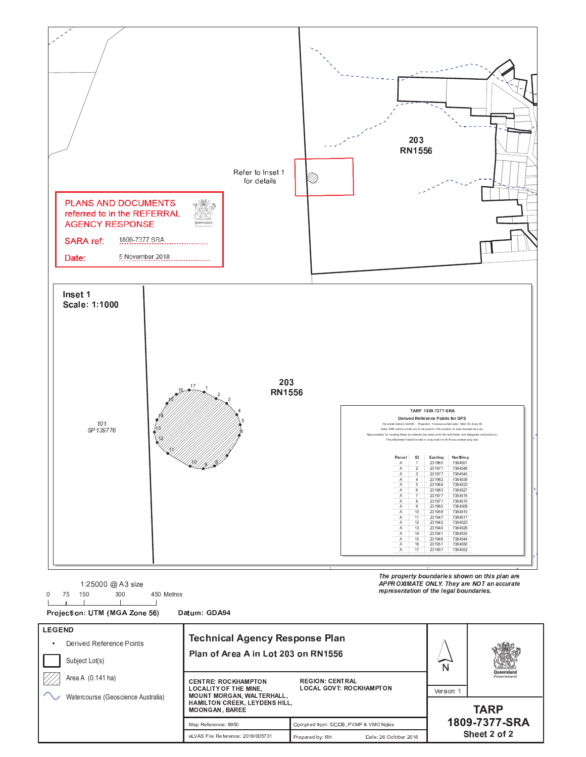203
RN1556

Refer to Inset 1 for details

PLANS AND DOCUMENTS referred to in the REFERRAL AGENCY RESPONSE

SARA ref: 1809-7377 SRA

Date: 5 November 2018

Inset 1
Scale: 1:1000

203
RN1556

101
SP139776

**TARP 1809-7377-SRA**

**Derived Reference Points for GPS**

Horizontal Datum: GDA94 Projection: Transverse Mercator MGA 94 Zone 56

Note: GPS control points are to be used for the location of area boundaries only.

Responsibility for locating these boundaries lies solely with the landholder and delegated contractor(s).

This attachment must be read in conjunction with the accompanying plan.

| Parcel | ID | Easting | Northing |
|---|---|---|---|
| A | 1 | 231965 | 7384551 |
| A | 2 | 231971 | 7384548 |
| A | 3 | 231977 | 7384545 |
| A | 4 | 231982 | 7384539 |
| A | 5 | 231984 | 7384533 |
| A | 6 | 231983 | 7384527 |
| A | 7 | 231977 | 7384516 |
| A | 8 | 231971 | 7384510 |
| A | 9 | 231965 | 7384509 |
| A | 10 | 231959 | 7384510 |
| A | 11 | 231947 | 7384517 |
| A | 12 | 231942 | 7384523 |
| A | 13 | 231940 | 7384529 |
| A | 14 | 231941 | 7384535 |
| A | 15 | 231946 | 7384544 |
| A | 16 | 231951 | 7384550 |
| A | 17 | 231957 | 7384552 |

1:25000 @ A3 size

0 75 150 300 450 Metres

**Projection: UTM (MGA Zone 56)** **Datum: GDA94**

*The property boundaries shown on this plan are APPROXIMATE ONLY. They are NOT an accurate representation of the legal boundaries.*

**LEGEND**

- Derived Reference Points
- Subject Lot(s)
- Area A (0.141 ha)
- Watercourse (Geoscience Australia)

## Technical Agency Response Plan

**Plan of Area A in Lot 203 on RN1556**

CENTRE: ROCKHAMPTON
LOCALITY OF THE MINE, MOUNT MORGAN, WALTERHALL, HAMILTON CREEK, LEYDENS HILL, MOONGAN, BAREE

REGION: CENTRAL
LOCAL GOVT: ROCKHAMPTON

Map Reference: 8950

Compiled from: DCDB, PVMP & VMO Notes

eLVAS File Reference: 2018/005731

Prepared by: RH

Date: 26 October 2018

N

Version: 1

Queensland Government

**TARP 1809-7377-SRA**

**Sheet 2 of 2**